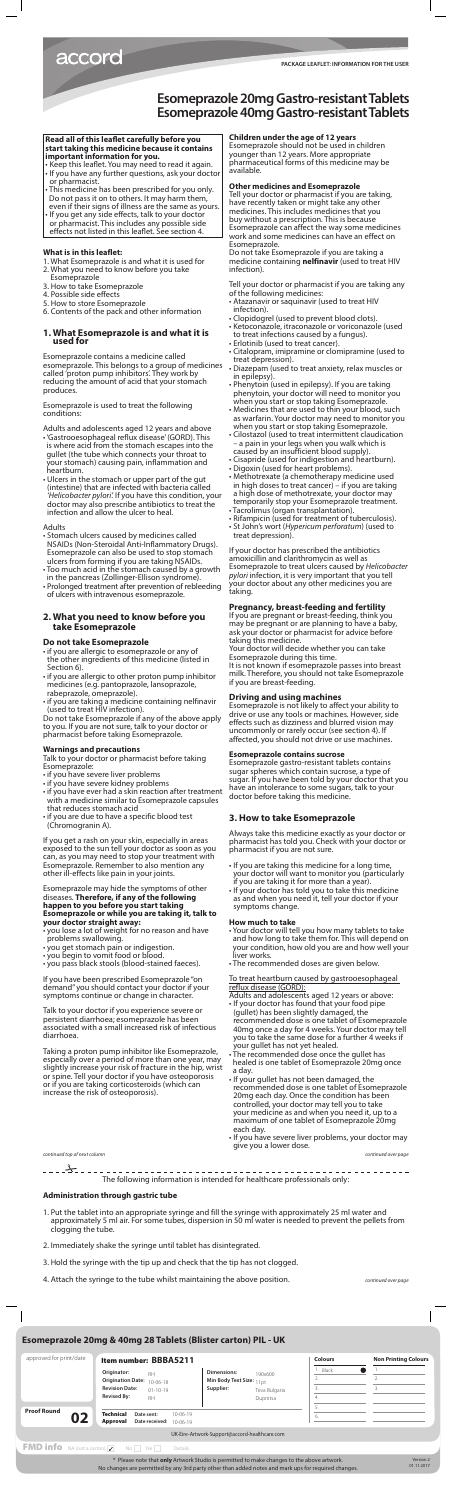accord

PACKAGE LEAFLET: INFORMATION FOR THE USER

# Esomeprazole 20mg Gastro-resistant Tablets
# Esomeprazole 40mg Gastro-resistant Tablets

**Read all of this leaflet carefully before you start taking this medicine because it contains important information for you.**

- Keep this leaflet. You may need to read it again.
- If you have any further questions, ask your doctor or pharmacist.
- This medicine has been prescribed for you only. Do not pass it on to others. It may harm them, even if their signs of illness are the same as yours.
- If you get any side effects, talk to your doctor or pharmacist. This includes any possible side effects not listed in this leaflet. See section 4.

**What is in this leaflet:**

1. What Esomeprazole is and what it is used for
2. What you need to know before you take Esomeprazole
3. How to take Esomeprazole
4. Possible side effects
5. How to store Esomeprazole
6. Contents of the pack and other information

## 1. What Esomeprazole is and what it is used for

Esomeprazole contains a medicine called esomeprazole. This belongs to a group of medicines called 'proton pump inhibitors'. They work by reducing the amount of acid that your stomach produces.

Esomeprazole is used to treat the following conditions:

Adults and adolescents aged 12 years and above

- 'Gastroesophageal reflux disease' (GORD). This is where acid from the stomach escapes into the gullet (the tube which connects your throat to your stomach) causing pain, inflammation and heartburn.
- Ulcers in the stomach or upper part of the gut (intestine) that are infected with bacteria called *'Helicobacter pylori'*. If you have this condition, your doctor may also prescribe antibiotics to treat the infection and allow the ulcer to heal.

Adults

- Stomach ulcers caused by medicines called NSAIDs (Non-Steroidal Anti-Inflammatory Drugs). Esomeprazole can also be used to stop stomach ulcers from forming if you are taking NSAIDs.
- Too much acid in the stomach caused by a growth in the pancreas (Zollinger-Ellison syndrome).
- Prolonged treatment after prevention of rebleeding of ulcers with intravenous esomeprazole.

## 2. What you need to know before you take Esomeprazole

### Do not take Esomeprazole

- if you are allergic to esomeprazole or any of the other ingredients of this medicine (listed in Section 6).
- if you are allergic to other proton pump inhibitor medicines (e.g. pantoprazole, lansoprazole, rabeprazole, omeprazole).
- if you are taking a medicine containing nelfinavir (used to treat HIV infection).

Do not take Esomeprazole if any of the above apply to you. If you are not sure, talk to your doctor or pharmacist before taking Esomeprazole.

### Warnings and precautions

Talk to your doctor or pharmacist before taking Esomeprazole:

- if you have severe liver problems
- if you have severe kidney problems
- if you have ever had a skin reaction after treatment with a medicine similar to Esomeprazole capsules that reduces stomach acid
- if you are due to have a specific blood test (Chromogranin A).

If you get a rash on your skin, especially in areas exposed to the sun tell your doctor as soon as you can, as you may need to stop your treatment with Esomeprazole. Remember to also mention any other ill-effects like pain in your joints.

Esomeprazole may hide the symptoms of other diseases. **Therefore, if any of the following happen to you before you start taking Esomeprazole or while you are taking it, talk to your doctor straight away:**

- you lose a lot of weight for no reason and have problems swallowing.
- you get stomach pain or indigestion.
- you begin to vomit food or blood.
- you pass black stools (blood-stained faeces).

If you have been prescribed Esomeprazole "on demand" you should contact your doctor if your symptoms continue or change in character.

Talk to your doctor if you experience severe or persistent diarrhoea; esomeprazole has been associated with a small increased risk of infectious diarrhoea.

Taking a proton pump inhibitor like Esomeprazole, especially over a period of more than one year, may slightly increase your risk of fracture in the hip, wrist or spine. Tell your doctor if you have osteoporosis or if you are taking corticosteroids (which can increase the risk of osteoporosis).

*continued top of next column*

### Children under the age of 12 years

Esomeprazole should not be used in children younger than 12 years. More appropriate pharmaceutical forms of this medicine may be available.

### Other medicines and Esomeprazole

Tell your doctor or pharmacist if you are taking, have recently taken or might take any other medicines. This includes medicines that you buy without a prescription. This is because Esomeprazole can affect the way some medicines work and some medicines can have an effect on Esomeprazole.

Do not take Esomeprazole if you are taking a medicine containing **nelfinavir** (used to treat HIV infection).

Tell your doctor or pharmacist if you are taking any of the following medicines:

- Atazanavir or saquinavir (used to treat HIV infection).
- Clopidogrel (used to prevent blood clots).
- Ketoconazole, itraconazole or voriconazole (used to treat infections caused by a fungus).
- Erlotinib (used to treat cancer).
- Citalopram, imipramine or clomipramine (used to treat depression).
- Diazepam (used to treat anxiety, relax muscles or in epilepsy).
- Phenytoin (used in epilepsy). If you are taking phenytoin, your doctor will need to monitor you when you start or stop taking Esomeprazole.
- Medicines that are used to thin your blood, such as warfarin. Your doctor may need to monitor you when you start or stop taking Esomeprazole.
- Cilostazol (used to treat intermittent claudication – a pain in your legs when you walk which is caused by an insufficient blood supply).
- Cisapride (used for indigestion and heartburn).
- Digoxin (used for heart problems).
- Methotrexate (a chemotherapy medicine used in high doses to treat cancer) – if you are taking a high dose of methotrexate, your doctor may temporarily stop your Esomeprazole treatment.
- Tacrolimus (organ transplantation).
- Rifampicin (used for treatment of tuberculosis).
- St John's wort (*Hypericum perforatum*) (used to treat depression).

If your doctor has prescribed the antibiotics amoxicillin and clarithromycin as well as Esomeprazole to treat ulcers caused by *Helicobacter pylori* infection, it is very important that you tell your doctor about any other medicines you are taking.

### Pregnancy, breast-feeding and fertility

If you are pregnant or breast-feeding, think you may be pregnant or are planning to have a baby, ask your doctor or pharmacist for advice before taking this medicine.

Your doctor will decide whether you can take Esomeprazole during this time.

It is not known if esomeprazole passes into breast milk. Therefore, you should not take Esomeprazole if you are breast-feeding.

### Driving and using machines

Esomeprazole is not likely to affect your ability to drive or use any tools or machines. However, side effects such as dizziness and blurred vision may uncommonly or rarely occur (see section 4). If affected, you should not drive or use machines.

### Esomeprazole contains sucrose

Esomeprazole gastro-resistant tablets contains sugar spheres which contain sucrose, a type of sugar. If you have been told by your doctor that you have an intolerance to some sugars, talk to your doctor before taking this medicine.

## 3. How to take Esomeprazole

Always take this medicine exactly as your doctor or pharmacist has told you. Check with your doctor or pharmacist if you are not sure.

- If you are taking this medicine for a long time, your doctor will want to monitor you (particularly if you are taking it for more than a year).
- If your doctor has told you to take this medicine as and when you need it, tell your doctor if your symptoms change.

### How much to take

- Your doctor will tell you how many tablets to take and how long to take them for. This will depend on your condition, how old you are and how well your liver works.
- The recommended doses are given below.

To treat heartburn caused by gastroesophageal reflux disease (GORD):

Adults and adolescents aged 12 years or above:

- If your doctor has found that your food pipe (gullet) has been slightly damaged, the recommended dose is one tablet of Esomeprazole 40mg once a day for 4 weeks. Your doctor may tell you to take the same dose for a further 4 weeks if your gullet has not yet healed.
- The recommended dose once the gullet has healed is one tablet of Esomeprazole 20mg once a day.
- If your gullet has not been damaged, the recommended dose is one tablet of Esomeprazole 20mg each day. Once the condition has been controlled, your doctor may tell you to take your medicine as and when you need it, up to a maximum of one tablet of Esomeprazole 20mg each day.
- If you have severe liver problems, your doctor may give you a lower dose.

*continued over page*

The following information is intended for healthcare professionals only:

### Administration through gastric tube

1. Put the tablet into an appropriate syringe and fill the syringe with approximately 25 ml water and approximately 5 ml air. For some tubes, dispersion in 50 ml water is needed to prevent the pellets from clogging the tube.
2. Immediately shake the syringe until tablet has disintegrated.
3. Hold the syringe with the tip up and check that the tip has not clogged.
4. Attach the syringe to the tube whilst maintaining the above position.

*continued over page*

**Esomeprazole 20mg & 40mg 28 Tablets (Blister carton) PIL - UK**

| approved for print/date | Item number: BBBA5211 | | Colours | Non Printing Colours |
|---|---|---|---|---|
| | Originator: RH | Dimensions: 190x600 | 1. Black | 1. |
| | Origination Date: 10-06-18 | Min Body Text Size: 11pt | 2. | 2. |
| | Revision Date: 01-10-19 | Supplier: Teva Bulgaria Dupnitsa | 3. | 3. |
| | Revised By: RH | | 4. | |
| Proof Round 02 | Technical Date sent: 10-06-19 | | 5. | |
| | Approval Date received: 10-06-19 | | 6. | |

UK-Env-Artwork-Support@accord-healthcare.com

FMD info: NA (not a carton) ✓ No Yes Details

* Please note that **only** Artwork Studio is permitted to make changes to the above artwork. No changes are permitted by any 3rd party other than added notes and mark ups for required changes.

Version 2 01.11.2017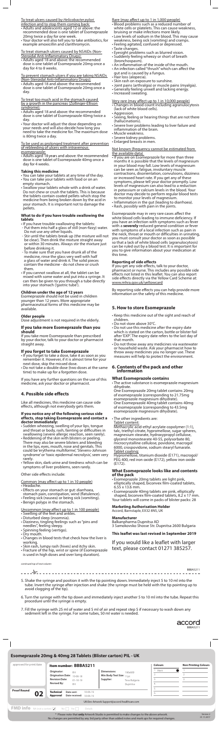To treat ulcers caused by *Helicobacter pylori* infection and to stop them coming back:
- Adults and adolescents aged 12 or above: the recommended dose is one tablet of Esomeprazole 20mg twice a day for one week.
- Your doctor will also tell you to take antibiotics, for example amoxicillin and clarithromycin.

To treat stomach ulcers caused by NSAIDs (Non-Steroidal Anti-Inflammatory Drugs):
- Adults aged 18 and above: the recommended dose is one tablet of Esomeprazole 20mg once a day for 4 to 8 weeks.

To prevent stomach ulcers if you are taking NSAIDs (Non-Steroidal Anti-Inflammatory Drugs):
- Adults aged 18 and above: the recommended dose is one tablet of Esomeprazole 20mg once a day.

To treat too much acid in the stomach caused by a growth in the pancreas (Zollinger-Ellison syndrome):
- Adults aged 18 and above: the recommended dose is one tablet of Esomeprazole 40mg twice a day.
- Your doctor will adjust the dose depending on your needs and will also decide how long you need to take the medicine for. The maximum dose is 80mg twice a day.

To be used as prolonged treatment after prevention of rebleeding of ulcers with intravenous esomeprazole:
- Adults aged 18 years and above: the recommended dose is one tablet of Esomeprazole 40mg once a day for 4 weeks.

**Taking this medicine**
- You can take your tablets at any time of the day.
- You can take your tablets with food or on an empty stomach.
- Swallow your tablets whole with a drink of water. Do not chew or crush the tablets. This is because the tablets contain coated pellets which stop the medicine from being broken down by the acid in your stomach. It is important not to damage the pellets.

**What to do if you have trouble swallowing the tablets**
- If you have trouble swallowing the tablets:
  - Put them into half a glass of still (non-fizzy) water. Do not use any other liquids.
  - Stir until the tablets break up (the mixture will not be clear). Then drink the mixture straight away or within 30 minutes. Always stir the mixture just before drinking it.
  - To make sure that you have drunk all of the medicine, rinse the glass very well with half a glass of water and drink it. The solid pieces contain the medicine - do not chew or crush them.
- If you cannot swallow at all, the tablet can be mixed with some water and put into a syringe. It can then be given to you through a tube directly into your stomach ('gastric tube').

**Children under the age of 12 years**

Esomeprazole should not be used in children younger than 12 years. More appropriate pharmaceutical forms of this medicine may be available.

**Older people**

Dose adjustment is not required in the elderly.

**If you take more Esomeprazole than you should**

If you take more Esomeprazole than prescribed by your doctor, talk to your doctor or pharmacist straight away.

**If you forget to take Esomeprazole**
- If you forget to take a dose, take it as soon as you remember it. However, if it is almost time for your next dose, skip the missed dose.
- Do not take a double dose (two doses at the same time) to make up for a forgotten dose.

If you have any further questions on the use of this medicine, ask your doctor or pharmacist.

## 4. Possible side effects

Like all medicines, this medicine can cause side effects, although not everybody gets them.

**If you notice any of the following serious side effects, stop taking Esomeprazole and contact a doctor immediately:**
- Sudden wheezing, swelling of your lips, tongue and throat or body, rash, fainting or difficulties in swallowing (severe allergic reaction, seen rarely).
- Reddening of the skin with blisters or peeling. There may also be severe blisters and bleeding in the lips, eyes, mouth, nose and genitals. This could be 'erythema multiforme', 'Stevens-Johnson syndrome' or 'toxic epidermal necrolysis', seen very rarely.
- Yellow skin, dark urine and tiredness which can be symptoms of liver problems, seen rarely.

Other side effects include:

Common (may affect up to 1 in 10 people)
- Headache.
- Effects on your stomach or gut: diarrhoea, stomach pain, constipation, wind (flatulence).
- Feeling sick (nausea) or being sick (vomiting).
- Benign polyps in the stomach.

Uncommon (may affect up to 1 in 100 people)
- Swelling of the feet and ankles.
- Disturbed sleep (insomnia).
- Dizziness, tingling feelings such as "pins and needles", feeling sleepy.
- Spinning feeling (vertigo).
- Dry mouth.
- Changes in blood tests that check how the liver is working.
- Skin rash, lumpy rash (hives) and itchy skin.
- Fracture of the hip, wrist or spine (if Esomeprazole is used in high doses and over long duration).

*continued top of next column*

Rare (may affect up to 1 in 1,000 people)
- Blood problems such as a reduced number of white cells or platelets. This can cause weakness, bruising or make infections more likely.
- Low levels of sodium in the blood. This may cause weakness, being sick (vomiting) and cramps.
- Feeling agitated, confused or depressed.
- Taste changes.
- Eyesight problems such as blurred vision.
- Suddenly feeling wheezy or short of breath (bronchospasm).
- An inflammation of the inside of the mouth.
- An infection called "thrush" which can affect the gut and is caused by a fungus.
- Hair loss (alopecia).
- Skin rash on exposure to sunshine.
- Joint pains (arthralgia) or muscle pains (myalgia).
- Generally feeling unwell and lacking energy.
- Increased sweating.

Very rare (may affect up to 1 in 10,000 people)
- Changes in blood count including agranulocytosis (lack of white blood cells).
- Aggression.
- Seeing, feeling or hearing things that are not there (hallucinations).
- Severe liver problems leading to liver failure and inflammation of the brain.
- Muscle weakness.
- Severe kidney problems.
- Enlarged breasts in men.

Not known (frequency cannot be estimated from the available data)
- If you are on Esomeprazole for more than three months it is possible that the levels of magnesium in your blood may fall. Low levels of magnesium can be seen as fatigue, involuntary muscle contractions, disorientation, convulsions, dizziness or increased heart rate. If you get any of these symptoms, please tell your doctor promptly. Low levels of magnesium can also lead to a reduction in potassium or calcium levels in the blood. Your doctor may decide to perform regular blood tests to monitor your levels of magnesium.
- Inflammation in the gut (leading to diarrhoea).
- Rash, possibly with pain in the joints.

Esomeprazole may in very rare cases affect the white blood cells leading to immune deficiency. If you have an infection with symptoms such as fever with a **severely** reduced general condition or fever with symptoms of a local infection such as pain in the neck, throat or mouth or difficulties in urinating, you must consult your doctor as soon as possible so that a lack of white blood cells (agranulocytosis) can be ruled out by a blood test. It is important for you to give information about your medication at this time.

**Reporting of side effects**

If you get any side effects, talk to your doctor, pharmacist or nurse. This includes any possible side effects not listed in this leaflet. You can also report side effects directly via the Yellow Card Scheme at: www.mhra.gov.uk/yellowcard

By reporting side effects you can help provide more information on the safety of this medicine.

## 5. How to store Esomeprazole

- Keep this medicine out of the sight and reach of children.
- Do not store above 30°C.
- Do not use this medicine after the expiry date which is stated on the carton, bottle or blister foil after 'EXP'. The expiry date refers to the last day of that month.
- Do not throw away any medicines via wastewater or household waste. Ask your pharmacist how to throw away medicines you no longer use. These measures will help to protect the environment.

## 6. Contents of the pack and other information

**What Esomeprazole contains**
- The active substance is esomeprazole magnesium dihydrate.
  One Esomeprazole 20mg tablet contains 20mg of esomeprazole (corresponding to 21.75mg esomeprazole magnesium dihydrate).
  One Esomeprazole 40mg tablet contains 40mg of esomeprazole (corresponding to 43.5mg esomeprazole magnesium dihydrate).
- The other ingredients are:
  Tablet content:
  Methacrylic acid-ethyl acrylate copolymer (1:1), talc, triethyl citrate, hypromellose, sugar spheres, magnesium stearate, hydroxypropyl cellulose, glycerol monostearate 40-55, polysorbate 80, microcrystalline cellulose, povidone, macrogol 6000, crospovidone, sodium stearyl fumarate.
  Tablet coating:
  Hypromellose, titanium dioxide (E171), macrogol/PEG 400, red iron oxide (E172), yellow iron oxide (E172).

**What Esomeprazole looks like and contents of the pack**
- Esomeprazole 20mg tablets are light pink, elliptically shaped, biconvex film-coated tablets, 6.55 x 13.6 mm.
- Esomeprazole 40mg tablets are pink, elliptically shaped, biconvex film-coated tablets, 8.2 x 17 mm.

Your tablets will come in packs of blister packs: 28

**Marketing Authorisation Holder**

Accord, Barnstaple, EX32 8NS, UK

**Manufacturer**

Balkanpharma Dupnitsa AD
3 Samokovsko Shosse Str. Dupnitsa 2600 Bulgaria

**This leaflet was last revised in September 2019**

If you would like a leaflet with larger text, please contact 01271 385257.

BBBA5211

5. Shake the syringe and position it with the tip pointing down. Immediately inject 5 to 10 ml into the tube. Invert the syringe after injection and shake (the syringe must be held with the tip pointing up to avoid clogging of the tip).

6. Turn the syringe with the tip down and immediately inject another 5 to 10 ml into the tube. Repeat this procedure until the syringe is empty.

7. Fill the syringe with 25 ml of water and 5 ml of air and repeat step 5 if necessary to wash down any sediment left in the syringe. For some tubes, 50 ml water is needed.

accord
BBBA5211

### Esomeprazole 20mg & 40mg 28 Tablets (Blister carton) PIL - UK

| approved for print/date | Item number: BBBA5211 | | | Colours | Non Printing Colours |
|---|---|---|---|---|---|
| | Originator: RH | Dimensions: 190x600 | | 1. Black | 1. |
| | Origination Date: 10-06-18 | Min Body Text Size: 11pt | | 2. | 2. |
| | Revision Date: 01-10-19 | Supplier: Teva Bulgaria Dupnitsa | | 3. | 3. |
| | Revised By: RH | | | 4. | |
| Proof Round 02 | Technical Approval | Date sent: 10-06-19 | Date received: 10-06-19 | 5. | |
| | | | | 6. | |

UK-Ene-Artwork-Support@accord-healthcare.com

FMD info: BAR (not a pointer) ✓ No ☐ Yes ☐ Details

* Please note that **only** Artwork Studio is permitted to make changes to the above artwork. No changes are permitted by any 3rd party other than added notes and mark ups for required changes.

Version 2 01.11.2017